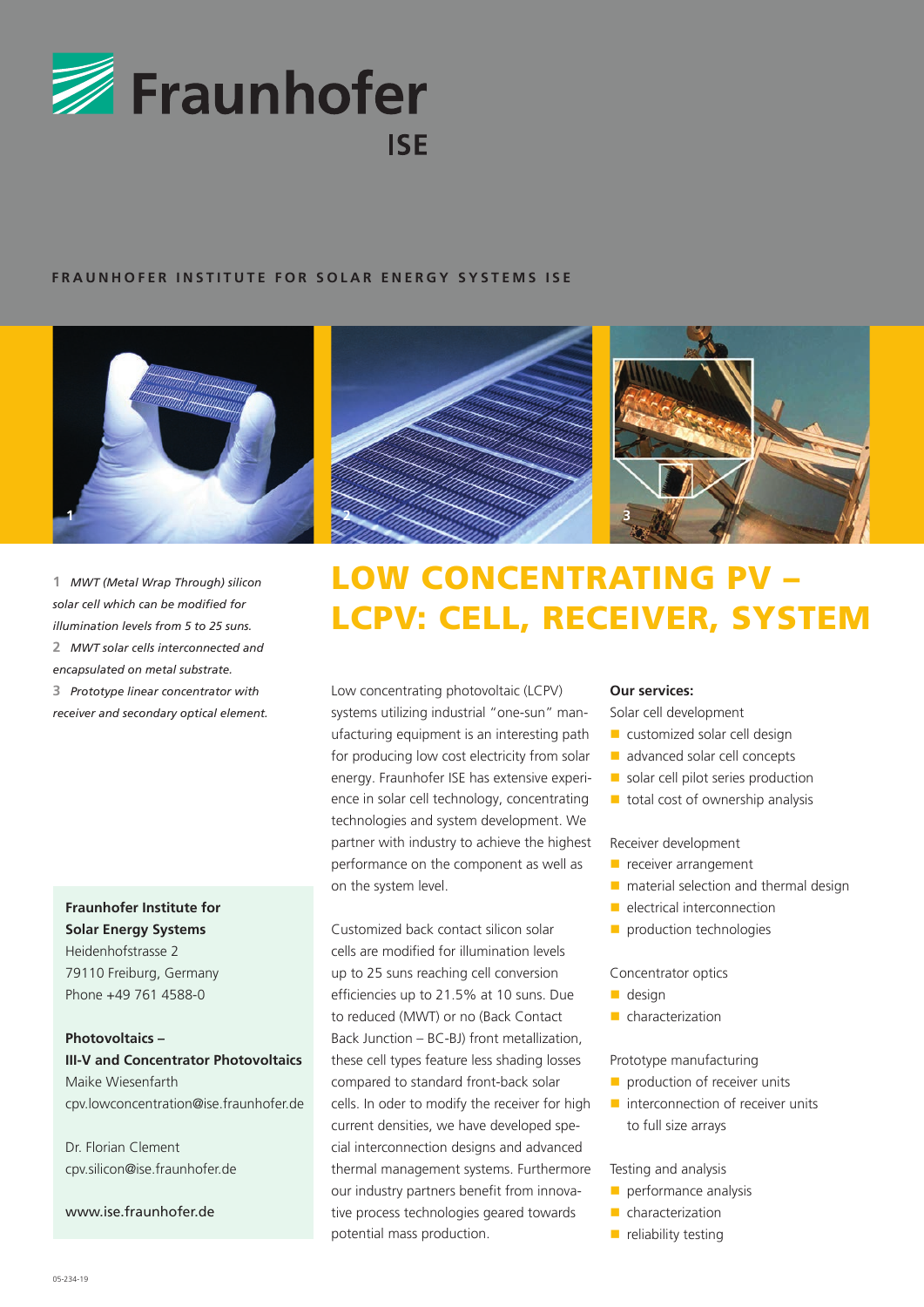Fraunhofer ISE

FRAUNHOFER INSTITUTE FOR SOLAR ENERGY SYSTEMS ISE

**1** *MWT (Metal Wrap Through) silicon solar cell which can be modified for illumination levels from 5 to 25 suns.*
**2** *MWT solar cells interconnected and encapsulated on metal substrate.*
**3** *Prototype linear concentrator with receiver and secondary optical element.*

**Fraunhofer Institute for Solar Energy Systems**
Heidenhofstrasse 2
79110 Freiburg, Germany
Phone +49 761 4588-0

**Photovoltaics – III-V and Concentrator Photovoltaics**
Maike Wiesenfarth
cpv.lowconcentration@ise.fraunhofer.de

Dr. Florian Clement
cpv.silicon@ise.fraunhofer.de

www.ise.fraunhofer.de

# LOW CONCENTRATING PV – LCPV: CELL, RECEIVER, SYSTEM

Low concentrating photovoltaic (LCPV) systems utilizing industrial "one-sun" manufacturing equipment is an interesting path for producing low cost electricity from solar energy. Fraunhofer ISE has extensive experience in solar cell technology, concentrating technologies and system development. We partner with industry to achieve the highest performance on the component as well as on the system level.

Customized back contact silicon solar cells are modified for illumination levels up to 25 suns reaching cell conversion efficiencies up to 21.5% at 10 suns. Due to reduced (MWT) or no (Back Contact Back Junction – BC-BJ) front metallization, these cell types feature less shading losses compared to standard front-back solar cells. In oder to modify the receiver for high current densities, we have developed special interconnection designs and advanced thermal management systems. Furthermore our industry partners benefit from innovative process technologies geared towards potential mass production.

**Our services:**

Solar cell development
- customized solar cell design
- advanced solar cell concepts
- solar cell pilot series production
- total cost of ownership analysis

Receiver development
- receiver arrangement
- material selection and thermal design
- electrical interconnection
- production technologies

Concentrator optics
- design
- characterization

Prototype manufacturing
- production of receiver units
- interconnection of receiver units to full size arrays

Testing and analysis
- performance analysis
- characterization
- reliability testing

05-234-19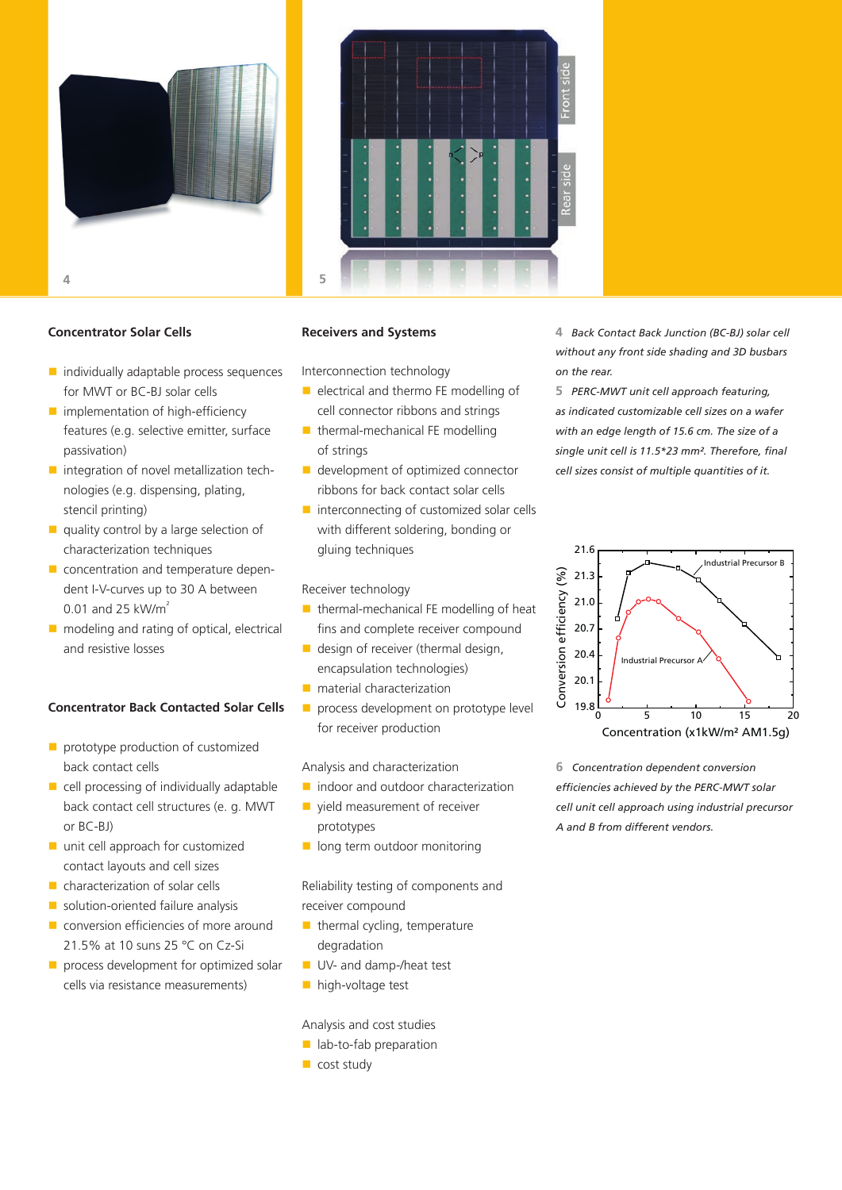## Concentrator Solar Cells

- individually adaptable process sequences for MWT or BC-BJ solar cells
- implementation of high-efficiency features (e.g. selective emitter, surface passivation)
- integration of novel metallization technologies (e.g. dispensing, plating, stencil printing)
- quality control by a large selection of characterization techniques
- concentration and temperature dependent I-V-curves up to 30 A between 0.01 and 25 kW/m$^2$
- modeling and rating of optical, electrical and resistive losses

## Concentrator Back Contacted Solar Cells

- prototype production of customized back contact cells
- cell processing of individually adaptable back contact cell structures (e. g. MWT or BC-BJ)
- unit cell approach for customized contact layouts and cell sizes
- characterization of solar cells
- solution-oriented failure analysis
- conversion efficiencies of more around 21.5% at 10 suns 25 °C on Cz-Si
- process development for optimized solar cells via resistance measurements)

## Receivers and Systems

Interconnection technology

- electrical and thermo FE modelling of cell connector ribbons and strings
- thermal-mechanical FE modelling of strings
- development of optimized connector ribbons for back contact solar cells
- interconnecting of customized solar cells with different soldering, bonding or gluing techniques

Receiver technology

- thermal-mechanical FE modelling of heat fins and complete receiver compound
- design of receiver (thermal design, encapsulation technologies)
- material characterization
- process development on prototype level for receiver production

Analysis and characterization

- indoor and outdoor characterization
- yield measurement of receiver prototypes
- long term outdoor monitoring

Reliability testing of components and receiver compound

- thermal cycling, temperature degradation
- UV- and damp-/heat test
- high-voltage test

Analysis and cost studies

- lab-to-fab preparation
- cost study

*4 Back Contact Back Junction (BC-BJ) solar cell without any front side shading and 3D busbars on the rear.*

*5 PERC-MWT unit cell approach featuring, as indicated customizable cell sizes on a wafer with an edge length of 15.6 cm. The size of a single unit cell is 11.5*23 mm². Therefore, final cell sizes consist of multiple quantities of it.*

Conversion efficiency (%)
21.6
21.3
21.0
20.7
20.4
20.1
19.8
0
5
10
15
20
Concentration (x1kW/m² AM1.5g)
Industrial Precursor B
Industrial Precursor A

*6 Concentration dependent conversion efficiencies achieved by the PERC-MWT solar cell unit cell approach using industrial precursor A and B from different vendors.*